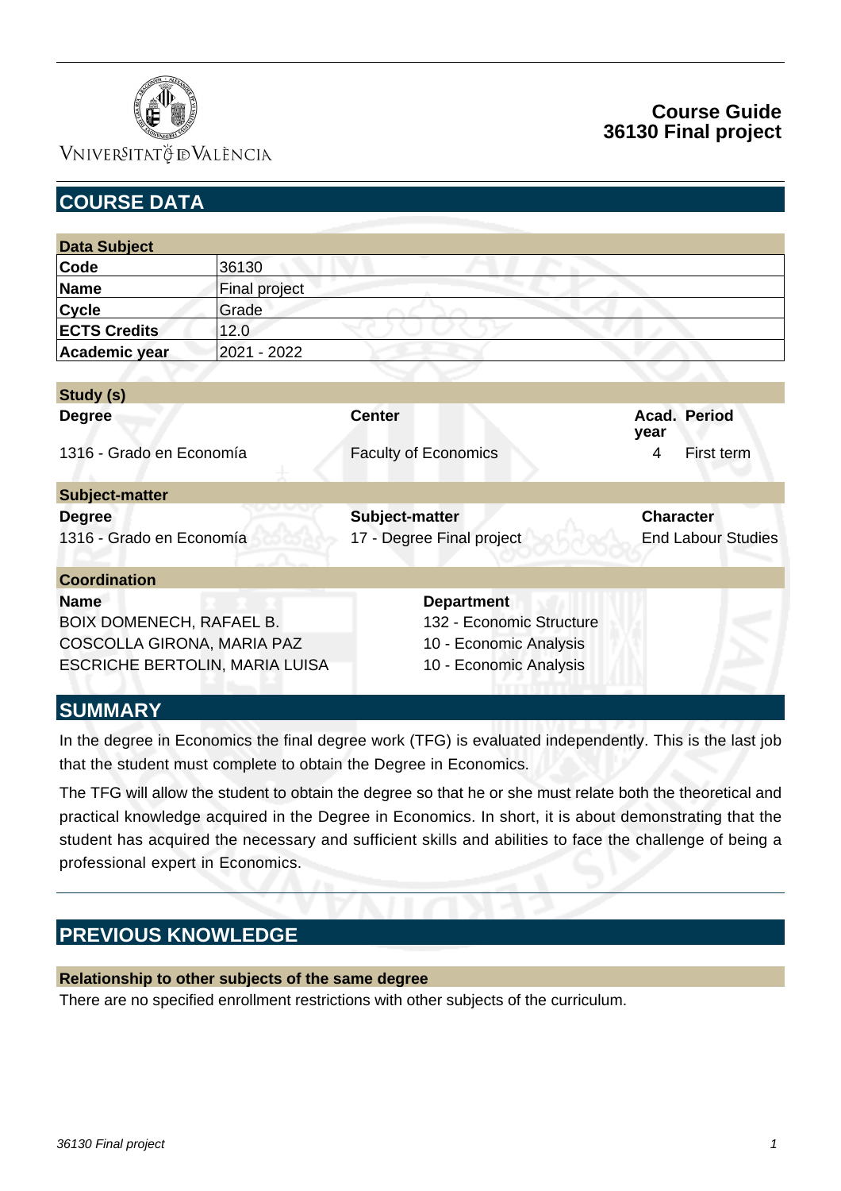# Course Guide
# 36130 Final project

## COURSE DATA

| Data Subject | |
|---|---|
| **Code** | 36130 |
| **Name** | Final project |
| **Cycle** | Grade |
| **ECTS Credits** | 12.0 |
| **Academic year** | 2021 - 2022 |

**Study (s)**

| Degree | Center | Acad. year | Period |
|---|---|---|---|
| 1316 - Grado en Economía | Faculty of Economics | 4 | First term |

**Subject-matter**

| Degree | Subject-matter | Character |
|---|---|---|
| 1316 - Grado en Economía | 17 - Degree Final project | End Labour Studies |

**Coordination**

| Name | Department |
|---|---|
| BOIX DOMENECH, RAFAEL B. | 132 - Economic Structure |
| COSCOLLA GIRONA, MARIA PAZ | 10 - Economic Analysis |
| ESCRICHE BERTOLIN, MARIA LUISA | 10 - Economic Analysis |

## SUMMARY

In the degree in Economics the final degree work (TFG) is evaluated independently. This is the last job that the student must complete to obtain the Degree in Economics.

The TFG will allow the student to obtain the degree so that he or she must relate both the theoretical and practical knowledge acquired in the Degree in Economics. In short, it is about demonstrating that the student has acquired the necessary and sufficient skills and abilities to face the challenge of being a professional expert in Economics.

## PREVIOUS KNOWLEDGE

**Relationship to other subjects of the same degree**

There are no specified enrollment restrictions with other subjects of the curriculum.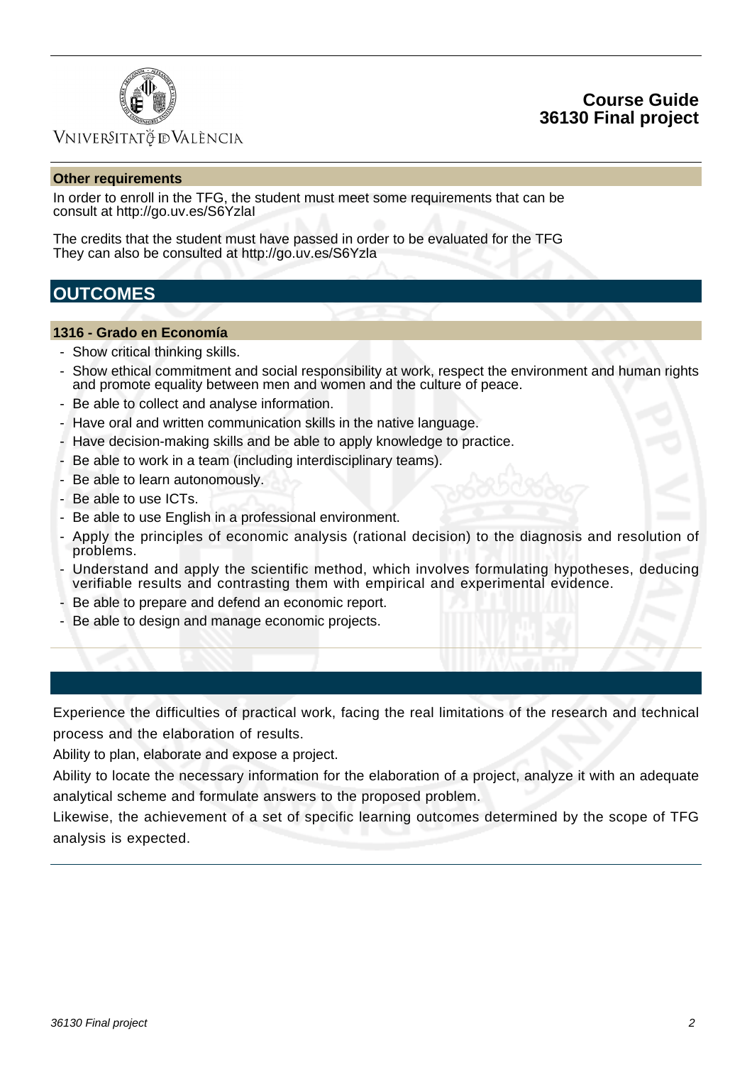### Other requirements

In order to enroll in the TFG, the student must meet some requirements that can be consult at http://go.uv.es/S6Yzlal

The credits that the student must have passed in order to be evaluated for the TFG They can also be consulted at http://go.uv.es/S6Yzla

## OUTCOMES

### 1316 - Grado en Economía

- Show critical thinking skills.
- Show ethical commitment and social responsibility at work, respect the environment and human rights and promote equality between men and women and the culture of peace.
- Be able to collect and analyse information.
- Have oral and written communication skills in the native language.
- Have decision-making skills and be able to apply knowledge to practice.
- Be able to work in a team (including interdisciplinary teams).
- Be able to learn autonomously.
- Be able to use ICTs.
- Be able to use English in a professional environment.
- Apply the principles of economic analysis (rational decision) to the diagnosis and resolution of problems.
- Understand and apply the scientific method, which involves formulating hypotheses, deducing verifiable results and contrasting them with empirical and experimental evidence.
- Be able to prepare and defend an economic report.
- Be able to design and manage economic projects.

Experience the difficulties of practical work, facing the real limitations of the research and technical process and the elaboration of results.

Ability to plan, elaborate and expose a project.

Ability to locate the necessary information for the elaboration of a project, analyze it with an adequate analytical scheme and formulate answers to the proposed problem.

Likewise, the achievement of a set of specific learning outcomes determined by the scope of TFG analysis is expected.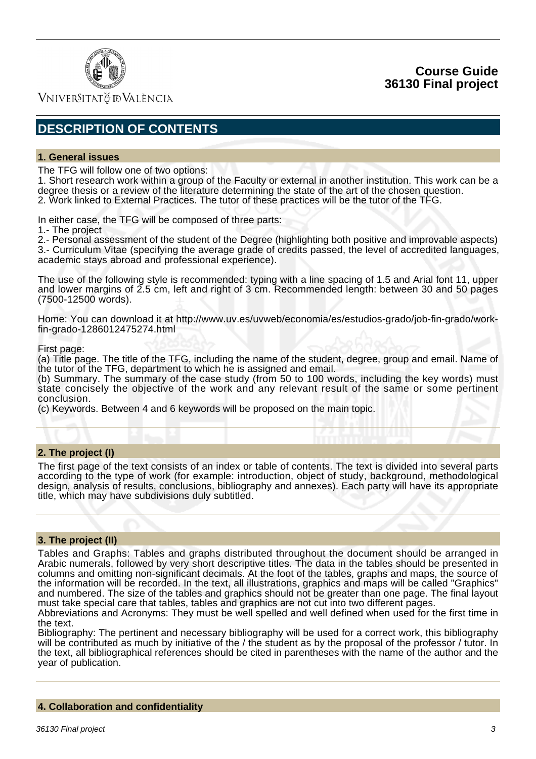## DESCRIPTION OF CONTENTS

### 1. General issues

The TFG will follow one of two options:
1. Short research work within a group of the Faculty or external in another institution. This work can be a degree thesis or a review of the literature determining the state of the art of the chosen question.
2. Work linked to External Practices. The tutor of these practices will be the tutor of the TFG.

In either case, the TFG will be composed of three parts:
1.- The project
2.- Personal assessment of the student of the Degree (highlighting both positive and improvable aspects)
3.- Curriculum Vitae (specifying the average grade of credits passed, the level of accredited languages, academic stays abroad and professional experience).

The use of the following style is recommended: typing with a line spacing of 1.5 and Arial font 11, upper and lower margins of 2.5 cm, left and right of 3 cm. Recommended length: between 30 and 50 pages (7500-12500 words).

Home: You can download it at http://www.uv.es/uvweb/economia/es/estudios-grado/job-fin-grado/work-fin-grado-1286012475274.html

First page:
(a) Title page. The title of the TFG, including the name of the student, degree, group and email. Name of the tutor of the TFG, department to which he is assigned and email.
(b) Summary. The summary of the case study (from 50 to 100 words, including the key words) must state concisely the objective of the work and any relevant result of the same or some pertinent conclusion.
(c) Keywords. Between 4 and 6 keywords will be proposed on the main topic.

### 2. The project (I)

The first page of the text consists of an index or table of contents. The text is divided into several parts according to the type of work (for example: introduction, object of study, background, methodological design, analysis of results, conclusions, bibliography and annexes). Each party will have its appropriate title, which may have subdivisions duly subtitled.

### 3. The project (II)

Tables and Graphs: Tables and graphs distributed throughout the document should be arranged in Arabic numerals, followed by very short descriptive titles. The data in the tables should be presented in columns and omitting non-significant decimals. At the foot of the tables, graphs and maps, the source of the information will be recorded. In the text, all illustrations, graphics and maps will be called "Graphics" and numbered. The size of the tables and graphics should not be greater than one page. The final layout must take special care that tables, tables and graphics are not cut into two different pages.
Abbreviations and Acronyms: They must be well spelled and well defined when used for the first time in the text.
Bibliography: The pertinent and necessary bibliography will be used for a correct work, this bibliography will be contributed as much by initiative of the / the student as by the proposal of the professor / tutor. In the text, all bibliographical references should be cited in parentheses with the name of the author and the year of publication.

### 4. Collaboration and confidentiality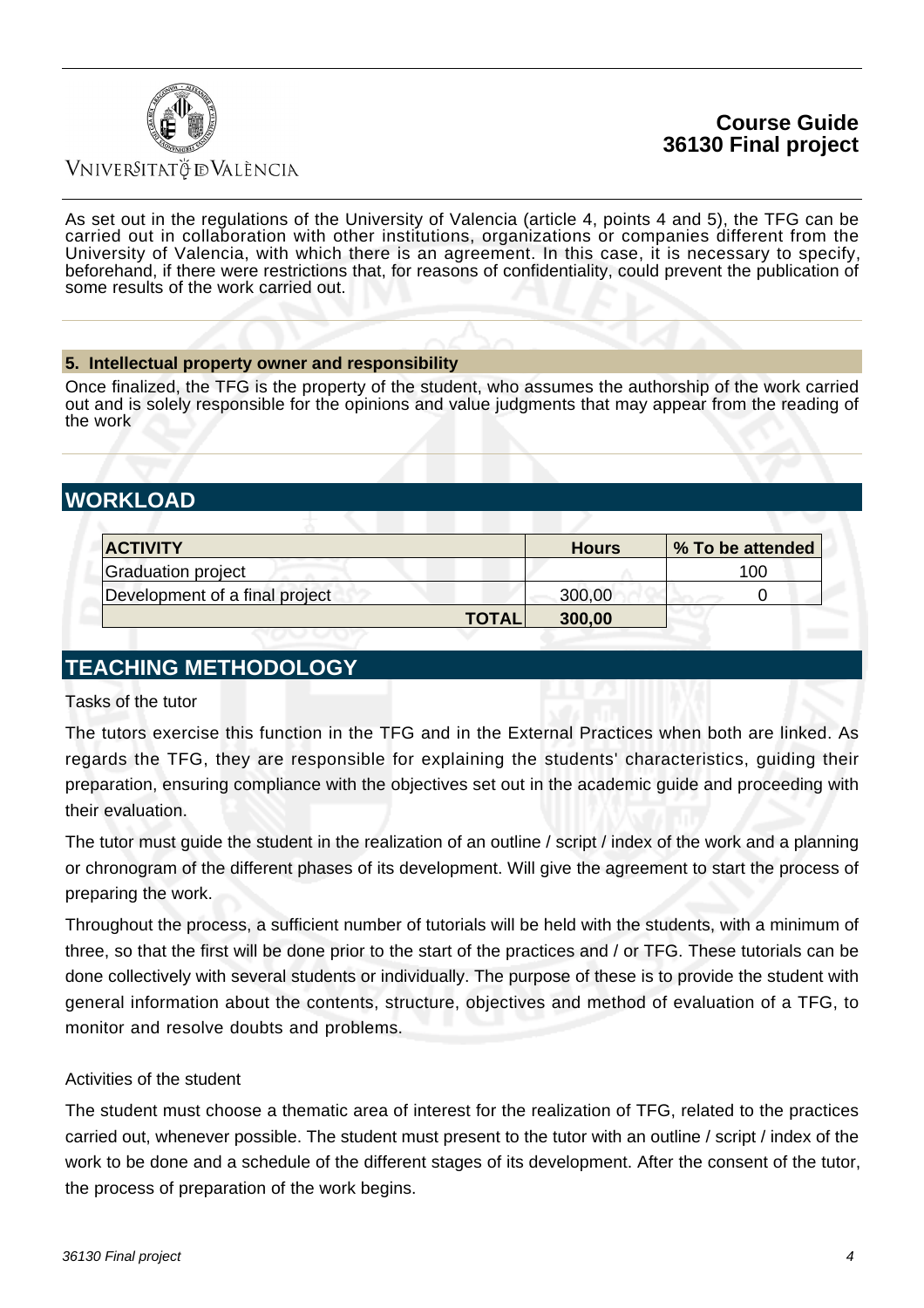As set out in the regulations of the University of Valencia (article 4, points 4 and 5), the TFG can be carried out in collaboration with other institutions, organizations or companies different from the University of Valencia, with which there is an agreement. In this case, it is necessary to specify, beforehand, if there were restrictions that, for reasons of confidentiality, could prevent the publication of some results of the work carried out.

### 5. Intellectual property owner and responsibility

Once finalized, the TFG is the property of the student, who assumes the authorship of the work carried out and is solely responsible for the opinions and value judgments that may appear from the reading of the work

## WORKLOAD

| ACTIVITY | Hours | % To be attended |
|---|---|---|
| Graduation project | | 100 |
| Development of a final project | 300,00 | 0 |
| **TOTAL** | **300,00** | |

## TEACHING METHODOLOGY

Tasks of the tutor

The tutors exercise this function in the TFG and in the External Practices when both are linked. As regards the TFG, they are responsible for explaining the students' characteristics, guiding their preparation, ensuring compliance with the objectives set out in the academic guide and proceeding with their evaluation.

The tutor must guide the student in the realization of an outline / script / index of the work and a planning or chronogram of the different phases of its development. Will give the agreement to start the process of preparing the work.

Throughout the process, a sufficient number of tutorials will be held with the students, with a minimum of three, so that the first will be done prior to the start of the practices and / or TFG. These tutorials can be done collectively with several students or individually. The purpose of these is to provide the student with general information about the contents, structure, objectives and method of evaluation of a TFG, to monitor and resolve doubts and problems.

Activities of the student

The student must choose a thematic area of interest for the realization of TFG, related to the practices carried out, whenever possible. The student must present to the tutor with an outline / script / index of the work to be done and a schedule of the different stages of its development. After the consent of the tutor, the process of preparation of the work begins.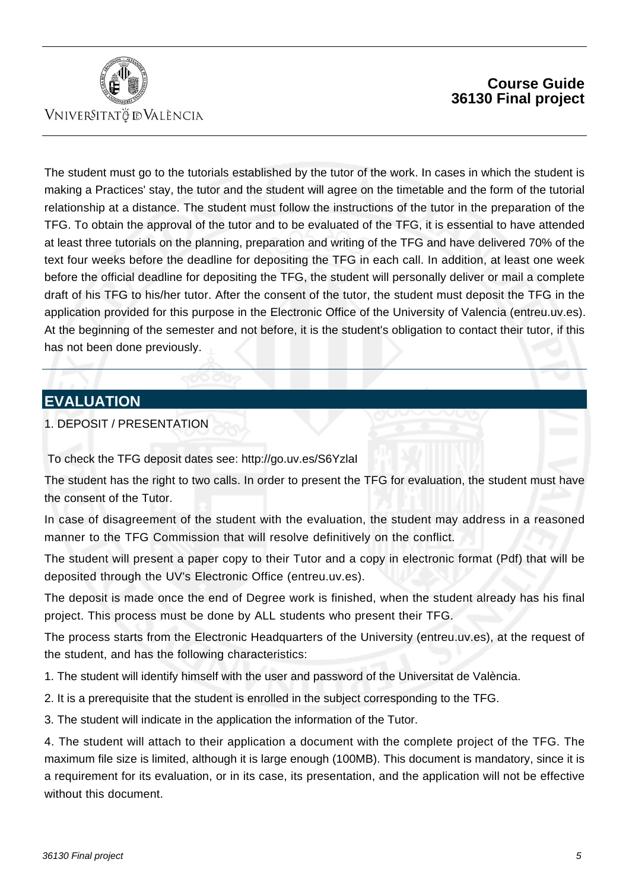The student must go to the tutorials established by the tutor of the work. In cases in which the student is making a Practices' stay, the tutor and the student will agree on the timetable and the form of the tutorial relationship at a distance. The student must follow the instructions of the tutor in the preparation of the TFG. To obtain the approval of the tutor and to be evaluated of the TFG, it is essential to have attended at least three tutorials on the planning, preparation and writing of the TFG and have delivered 70% of the text four weeks before the deadline for depositing the TFG in each call. In addition, at least one week before the official deadline for depositing the TFG, the student will personally deliver or mail a complete draft of his TFG to his/her tutor. After the consent of the tutor, the student must deposit the TFG in the application provided for this purpose in the Electronic Office of the University of Valencia (entreu.uv.es). At the beginning of the semester and not before, it is the student's obligation to contact their tutor, if this has not been done previously.

## EVALUATION

1. DEPOSIT / PRESENTATION

To check the TFG deposit dates see: http://go.uv.es/S6YzlaI

The student has the right to two calls. In order to present the TFG for evaluation, the student must have the consent of the Tutor.

In case of disagreement of the student with the evaluation, the student may address in a reasoned manner to the TFG Commission that will resolve definitively on the conflict.

The student will present a paper copy to their Tutor and a copy in electronic format (Pdf) that will be deposited through the UV's Electronic Office (entreu.uv.es).

The deposit is made once the end of Degree work is finished, when the student already has his final project. This process must be done by ALL students who present their TFG.

The process starts from the Electronic Headquarters of the University (entreu.uv.es), at the request of the student, and has the following characteristics:

1. The student will identify himself with the user and password of the Universitat de València.

2. It is a prerequisite that the student is enrolled in the subject corresponding to the TFG.

3. The student will indicate in the application the information of the Tutor.

4. The student will attach to their application a document with the complete project of the TFG. The maximum file size is limited, although it is large enough (100MB). This document is mandatory, since it is a requirement for its evaluation, or in its case, its presentation, and the application will not be effective without this document.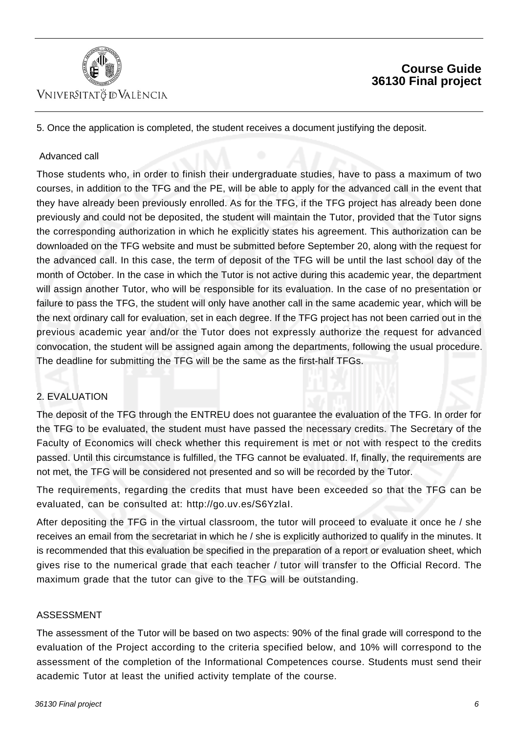5. Once the application is completed, the student receives a document justifying the deposit.

Advanced call

Those students who, in order to finish their undergraduate studies, have to pass a maximum of two courses, in addition to the TFG and the PE, will be able to apply for the advanced call in the event that they have already been previously enrolled. As for the TFG, if the TFG project has already been done previously and could not be deposited, the student will maintain the Tutor, provided that the Tutor signs the corresponding authorization in which he explicitly states his agreement. This authorization can be downloaded on the TFG website and must be submitted before September 20, along with the request for the advanced call. In this case, the term of deposit of the TFG will be until the last school day of the month of October. In the case in which the Tutor is not active during this academic year, the department will assign another Tutor, who will be responsible for its evaluation. In the case of no presentation or failure to pass the TFG, the student will only have another call in the same academic year, which will be the next ordinary call for evaluation, set in each degree. If the TFG project has not been carried out in the previous academic year and/or the Tutor does not expressly authorize the request for advanced convocation, the student will be assigned again among the departments, following the usual procedure. The deadline for submitting the TFG will be the same as the first-half TFGs.

2. EVALUATION

The deposit of the TFG through the ENTREU does not guarantee the evaluation of the TFG. In order for the TFG to be evaluated, the student must have passed the necessary credits. The Secretary of the Faculty of Economics will check whether this requirement is met or not with respect to the credits passed. Until this circumstance is fulfilled, the TFG cannot be evaluated. If, finally, the requirements are not met, the TFG will be considered not presented and so will be recorded by the Tutor.

The requirements, regarding the credits that must have been exceeded so that the TFG can be evaluated, can be consulted at: http://go.uv.es/S6YzlaI.

After depositing the TFG in the virtual classroom, the tutor will proceed to evaluate it once he / she receives an email from the secretariat in which he / she is explicitly authorized to qualify in the minutes. It is recommended that this evaluation be specified in the preparation of a report or evaluation sheet, which gives rise to the numerical grade that each teacher / tutor will transfer to the Official Record. The maximum grade that the tutor can give to the TFG will be outstanding.

ASSESSMENT

The assessment of the Tutor will be based on two aspects: 90% of the final grade will correspond to the evaluation of the Project according to the criteria specified below, and 10% will correspond to the assessment of the completion of the Informational Competences course. Students must send their academic Tutor at least the unified activity template of the course.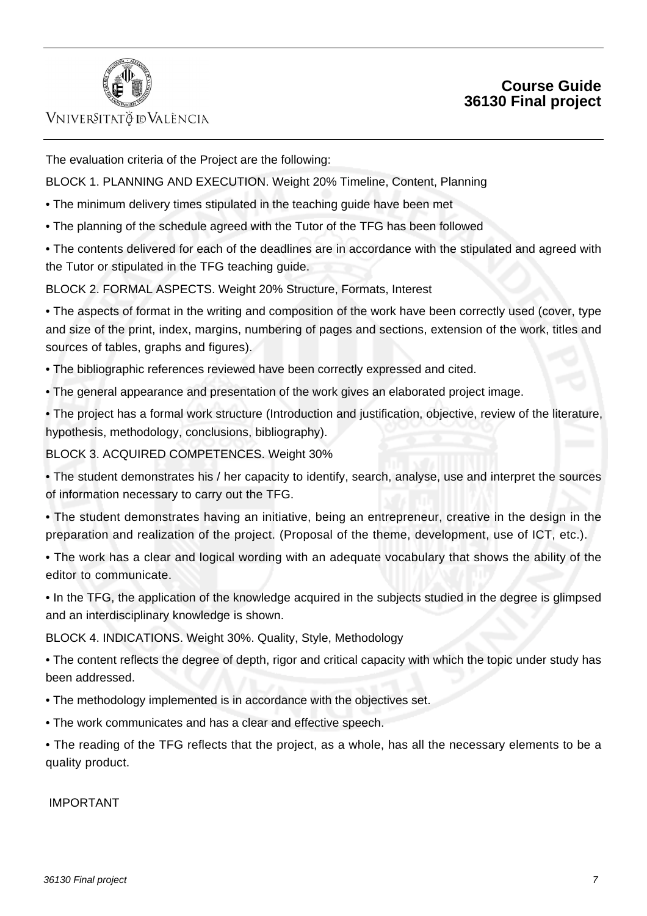The evaluation criteria of the Project are the following:

BLOCK 1. PLANNING AND EXECUTION. Weight 20% Timeline, Content, Planning

- The minimum delivery times stipulated in the teaching guide have been met
- The planning of the schedule agreed with the Tutor of the TFG has been followed
- The contents delivered for each of the deadlines are in accordance with the stipulated and agreed with the Tutor or stipulated in the TFG teaching guide.

BLOCK 2. FORMAL ASPECTS. Weight 20% Structure, Formats, Interest

- The aspects of format in the writing and composition of the work have been correctly used (cover, type and size of the print, index, margins, numbering of pages and sections, extension of the work, titles and sources of tables, graphs and figures).
- The bibliographic references reviewed have been correctly expressed and cited.
- The general appearance and presentation of the work gives an elaborated project image.
- The project has a formal work structure (Introduction and justification, objective, review of the literature, hypothesis, methodology, conclusions, bibliography).

BLOCK 3. ACQUIRED COMPETENCES. Weight 30%

- The student demonstrates his / her capacity to identify, search, analyse, use and interpret the sources of information necessary to carry out the TFG.
- The student demonstrates having an initiative, being an entrepreneur, creative in the design in the preparation and realization of the project. (Proposal of the theme, development, use of ICT, etc.).
- The work has a clear and logical wording with an adequate vocabulary that shows the ability of the editor to communicate.
- In the TFG, the application of the knowledge acquired in the subjects studied in the degree is glimpsed and an interdisciplinary knowledge is shown.

BLOCK 4. INDICATIONS. Weight 30%. Quality, Style, Methodology

- The content reflects the degree of depth, rigor and critical capacity with which the topic under study has been addressed.
- The methodology implemented is in accordance with the objectives set.
- The work communicates and has a clear and effective speech.
- The reading of the TFG reflects that the project, as a whole, has all the necessary elements to be a quality product.

IMPORTANT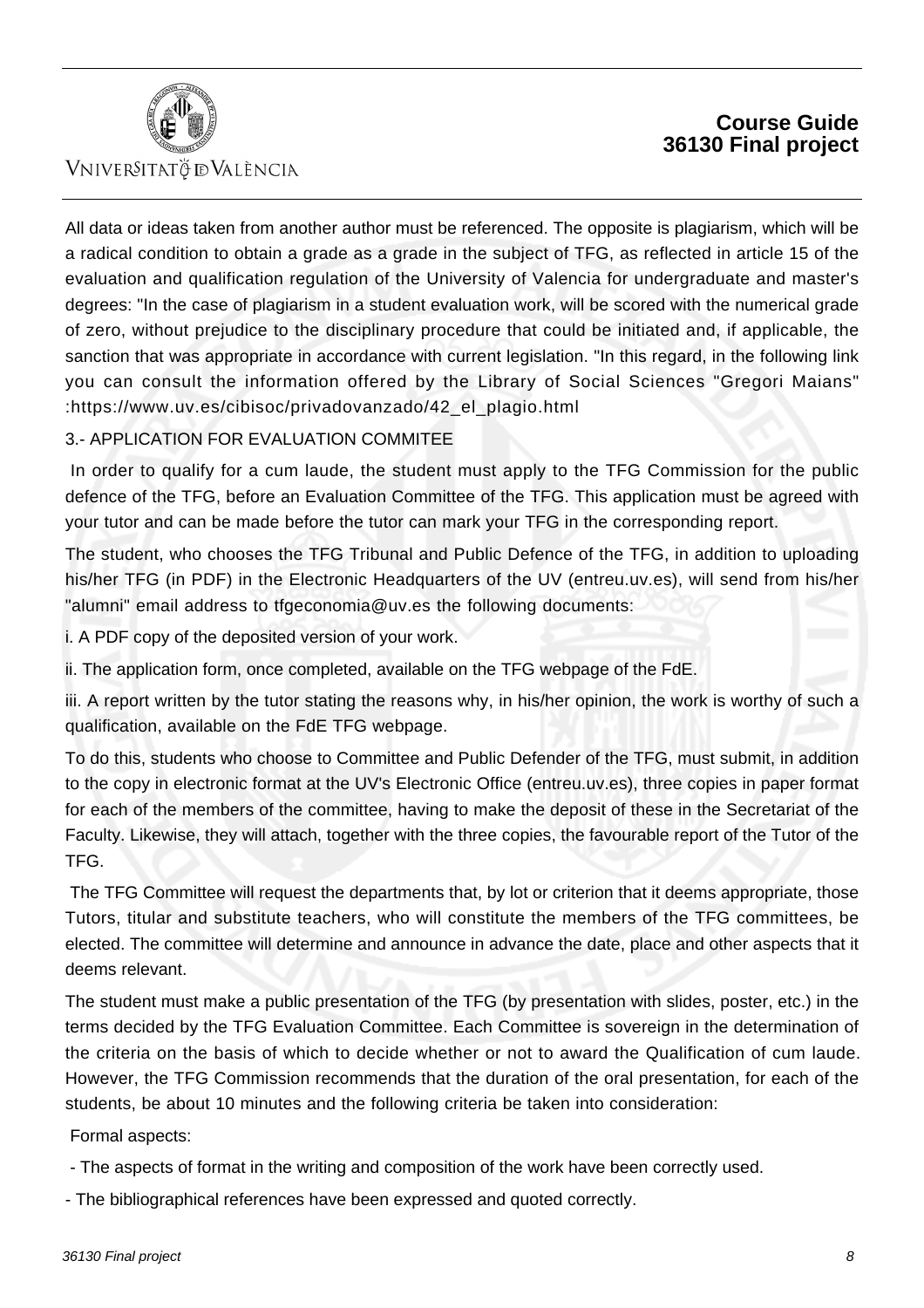All data or ideas taken from another author must be referenced. The opposite is plagiarism, which will be a radical condition to obtain a grade as a grade in the subject of TFG, as reflected in article 15 of the evaluation and qualification regulation of the University of Valencia for undergraduate and master's degrees: "In the case of plagiarism in a student evaluation work, will be scored with the numerical grade of zero, without prejudice to the disciplinary procedure that could be initiated and, if applicable, the sanction that was appropriate in accordance with current legislation. "In this regard, in the following link you can consult the information offered by the Library of Social Sciences "Gregori Maians" :https://www.uv.es/cibisoc/privadovanzado/42_el_plagio.html

3.- APPLICATION FOR EVALUATION COMMITEE

In order to qualify for a cum laude, the student must apply to the TFG Commission for the public defence of the TFG, before an Evaluation Committee of the TFG. This application must be agreed with your tutor and can be made before the tutor can mark your TFG in the corresponding report.

The student, who chooses the TFG Tribunal and Public Defence of the TFG, in addition to uploading his/her TFG (in PDF) in the Electronic Headquarters of the UV (entreu.uv.es), will send from his/her "alumni" email address to tfgeconomia@uv.es the following documents:

i. A PDF copy of the deposited version of your work.

ii. The application form, once completed, available on the TFG webpage of the FdE.

iii. A report written by the tutor stating the reasons why, in his/her opinion, the work is worthy of such a qualification, available on the FdE TFG webpage.

To do this, students who choose to Committee and Public Defender of the TFG, must submit, in addition to the copy in electronic format at the UV's Electronic Office (entreu.uv.es), three copies in paper format for each of the members of the committee, having to make the deposit of these in the Secretariat of the Faculty. Likewise, they will attach, together with the three copies, the favourable report of the Tutor of the TFG.

The TFG Committee will request the departments that, by lot or criterion that it deems appropriate, those Tutors, titular and substitute teachers, who will constitute the members of the TFG committees, be elected. The committee will determine and announce in advance the date, place and other aspects that it deems relevant.

The student must make a public presentation of the TFG (by presentation with slides, poster, etc.) in the terms decided by the TFG Evaluation Committee. Each Committee is sovereign in the determination of the criteria on the basis of which to decide whether or not to award the Qualification of cum laude. However, the TFG Commission recommends that the duration of the oral presentation, for each of the students, be about 10 minutes and the following criteria be taken into consideration:

Formal aspects:

- The aspects of format in the writing and composition of the work have been correctly used.
- The bibliographical references have been expressed and quoted correctly.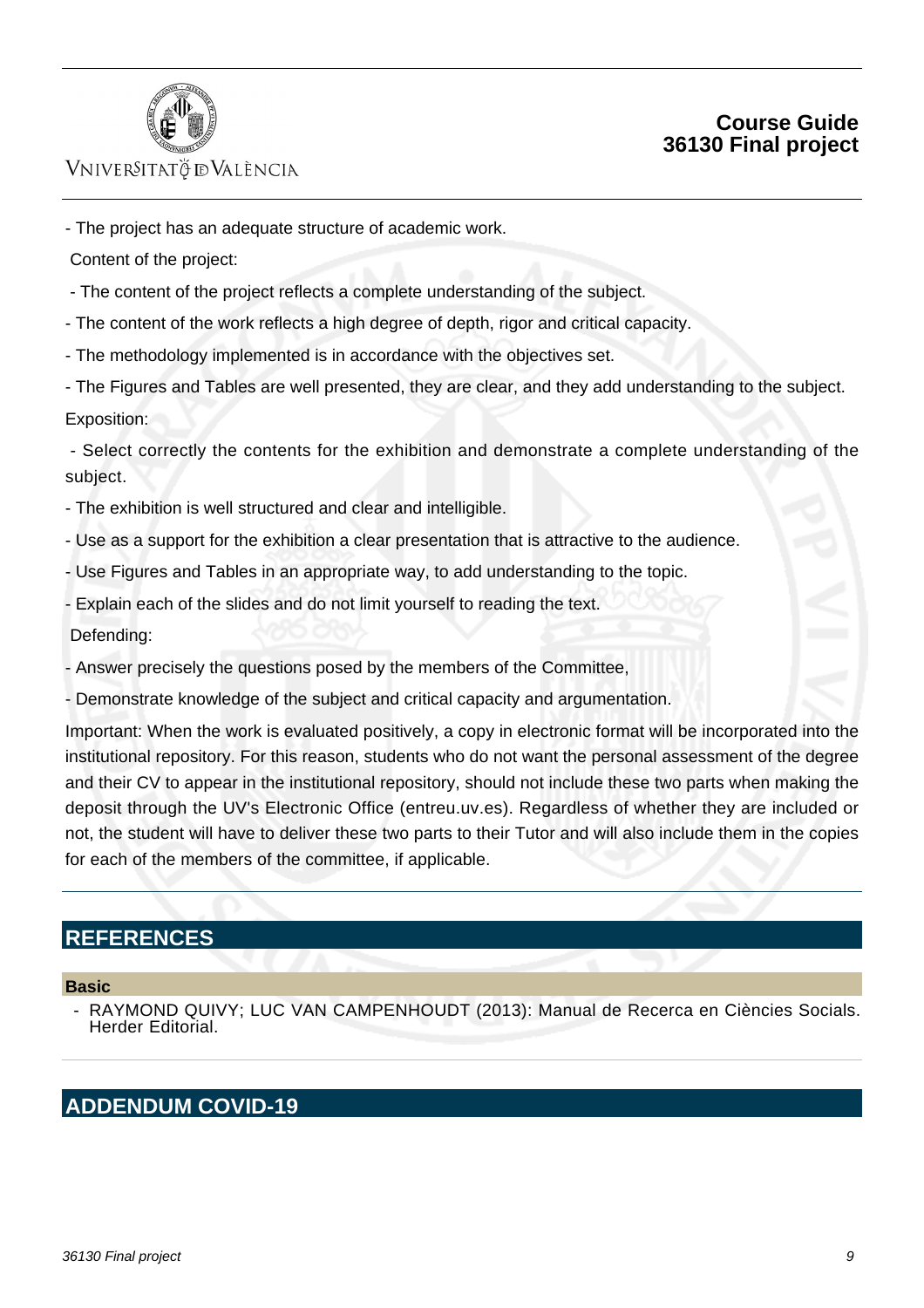- The project has an adequate structure of academic work.

Content of the project:

- The content of the project reflects a complete understanding of the subject.
- The content of the work reflects a high degree of depth, rigor and critical capacity.
- The methodology implemented is in accordance with the objectives set.
- The Figures and Tables are well presented, they are clear, and they add understanding to the subject.

Exposition:

- Select correctly the contents for the exhibition and demonstrate a complete understanding of the subject.
- The exhibition is well structured and clear and intelligible.
- Use as a support for the exhibition a clear presentation that is attractive to the audience.
- Use Figures and Tables in an appropriate way, to add understanding to the topic.
- Explain each of the slides and do not limit yourself to reading the text.

Defending:

- Answer precisely the questions posed by the members of the Committee,
- Demonstrate knowledge of the subject and critical capacity and argumentation.

Important: When the work is evaluated positively, a copy in electronic format will be incorporated into the institutional repository. For this reason, students who do not want the personal assessment of the degree and their CV to appear in the institutional repository, should not include these two parts when making the deposit through the UV's Electronic Office (entreu.uv.es). Regardless of whether they are included or not, the student will have to deliver these two parts to their Tutor and will also include them in the copies for each of the members of the committee, if applicable.

## REFERENCES

### Basic

- RAYMOND QUIVY; LUC VAN CAMPENHOUDT (2013): Manual de Recerca en Ciències Socials. Herder Editorial.

## ADDENDUM COVID-19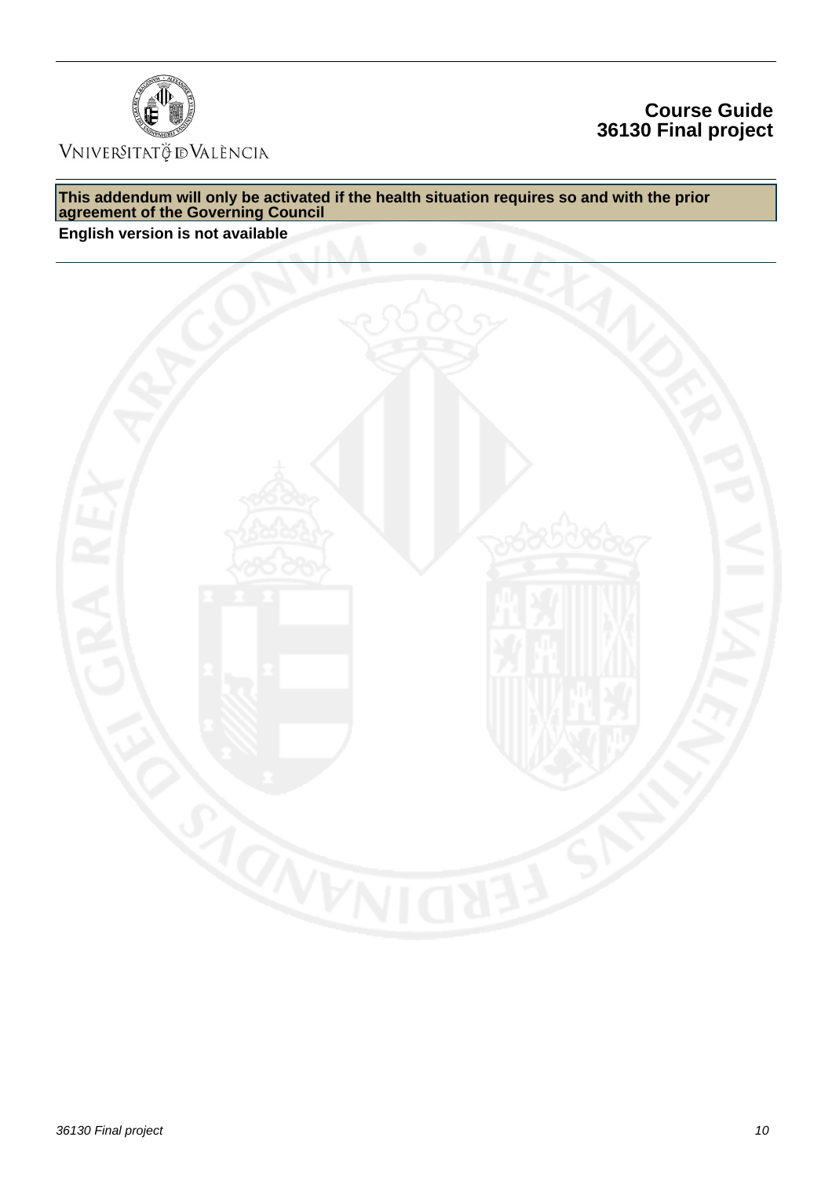**This addendum will only be activated if the health situation requires so and with the prior agreement of the Governing Council**

**English version is not available**